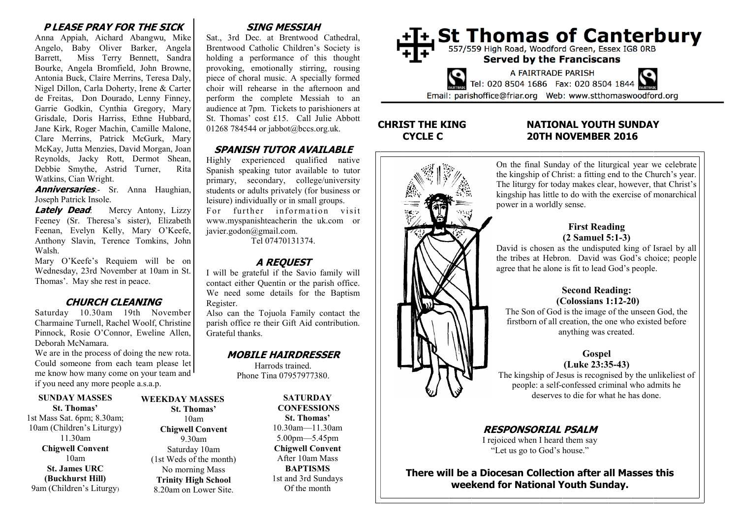# St Thomas of Canterbury

557/559 High Road, Woodford Green, Essex IG8 0RB

**Served by the Franciscans**

A FAIRTRADE PARISH

Tel: 020 8504 1686 Fax: 020 8504 1844

Email: parishoffice@friar.org Web: www.stthomaswoodford.org

## CHRIST THE KING CYCLE C

## NATIONAL YOUTH SUNDAY 20TH NOVEMBER 2016

On the final Sunday of the liturgical year we celebrate the kingship of Christ: a fitting end to the Church's year. The liturgy for today makes clear, however, that Christ's kingship has little to do with the exercise of monarchical power in a worldly sense.

### First Reading (2 Samuel 5:1-3)

David is chosen as the undisputed king of Israel by all the tribes at Hebron. David was God's choice; people agree that he alone is fit to lead God's people.

### Second Reading: (Colossians 1:12-20)

The Son of God is the image of the unseen God, the firstborn of all creation, the one who existed before anything was created.

### Gospel (Luke 23:35-43)

The kingship of Jesus is recognised by the unlikeliest of people: a self-confessed criminal who admits he deserves to die for what he has done.

### RESPONSORIAL PSALM

I rejoiced when I heard them say
"Let us go to God's house."

**There will be a Diocesan Collection after all Masses this weekend for National Youth Sunday.**

### PLEASE PRAY FOR THE SICK

Anna Appiah, Aichard Abangwu, Mike Angelo, Baby Oliver Barker, Angela Barrett, Miss Terry Bennett, Sandra Bourke, Angela Bromfield, John Browne, Antonia Buck, Claire Merrins, Teresa Daly, Nigel Dillon, Carla Doherty, Irene & Carter de Freitas, Don Dourado, Lenny Finney, Garrie Godkin, Cynthia Gregory, Mary Grisdale, Doris Harriss, Ethne Hubbard, Jane Kirk, Roger Machin, Camille Malone, Clare Merrins, Patrick McGurk, Mary McKay, Jutta Menzies, David Morgan, Joan Reynolds, Jacky Rott, Dermot Shean, Debbie Smythe, Astrid Turner, Rita Watkins, Cian Wright.

***Anniversaries***:- Sr. Anna Haughian, Joseph Patrick Insole.

***Lately Dead***: Mercy Antony, Lizzy Feeney (Sr. Theresa's sister), Elizabeth Feenan, Evelyn Kelly, Mary O'Keefe, Anthony Slavin, Terence Tomkins, John Walsh.

Mary O'Keefe's Requiem will be on Wednesday, 23rd November at 10am in St. Thomas'. May she rest in peace.

### CHURCH CLEANING

Saturday 10.30am 19th November Charmaine Turnell, Rachel Woolf, Christine Pinnock, Rosie O'Connor, Eweline Allen, Deborah McNamara.

We are in the process of doing the new rota. Could someone from each team please let me know how many come on your team and if you need any more people a.s.a.p.

### SING MESSIAH

Sat., 3rd Dec. at Brentwood Cathedral, Brentwood Catholic Children's Society is holding a performance of this thought provoking, emotionally stirring, rousing piece of choral music. A specially formed choir will rehearse in the afternoon and perform the complete Messiah to an audience at 7pm. Tickets to parishioners at St. Thomas' cost £15. Call Julie Abbott 01268 784544 or jabbot@bccs.org.uk.

### SPANISH TUTOR AVAILABLE

Highly experienced qualified native Spanish speaking tutor available to tutor primary, secondary, college/university students or adults privately (for business or leisure) individually or in small groups.
For further information visit www.myspanishteacherin the uk.com or javier.godon@gmail.com.
Tel 07470131374.

### A REQUEST

I will be grateful if the Savio family will contact either Quentin or the parish office. We need some details for the Baptism Register.
Also can the Tojuola Family contact the parish office re their Gift Aid contribution. Grateful thanks.

### MOBILE HAIRDRESSER

Harrods trained.
Phone Tina 07957977380.

**SUNDAY MASSES**
**St. Thomas'**
1st Mass Sat. 6pm; 8.30am;
10am (Children's Liturgy)
11.30am
**Chigwell Convent**
10am
**St. James URC (Buckhurst Hill)**
9am (Children's Liturgy)

**WEEKDAY MASSES**
**St. Thomas'**
10am
**Chigwell Convent**
9.30am
Saturday 10am
(1st Weds of the month)
No morning Mass
**Trinity High School**
8.20am on Lower Site.

**SATURDAY CONFESSIONS**
**St. Thomas'**
10.30am—11.30am
5.00pm—5.45pm
**Chigwell Convent**
After 10am Mass
**BAPTISMS**
1st and 3rd Sundays
Of the month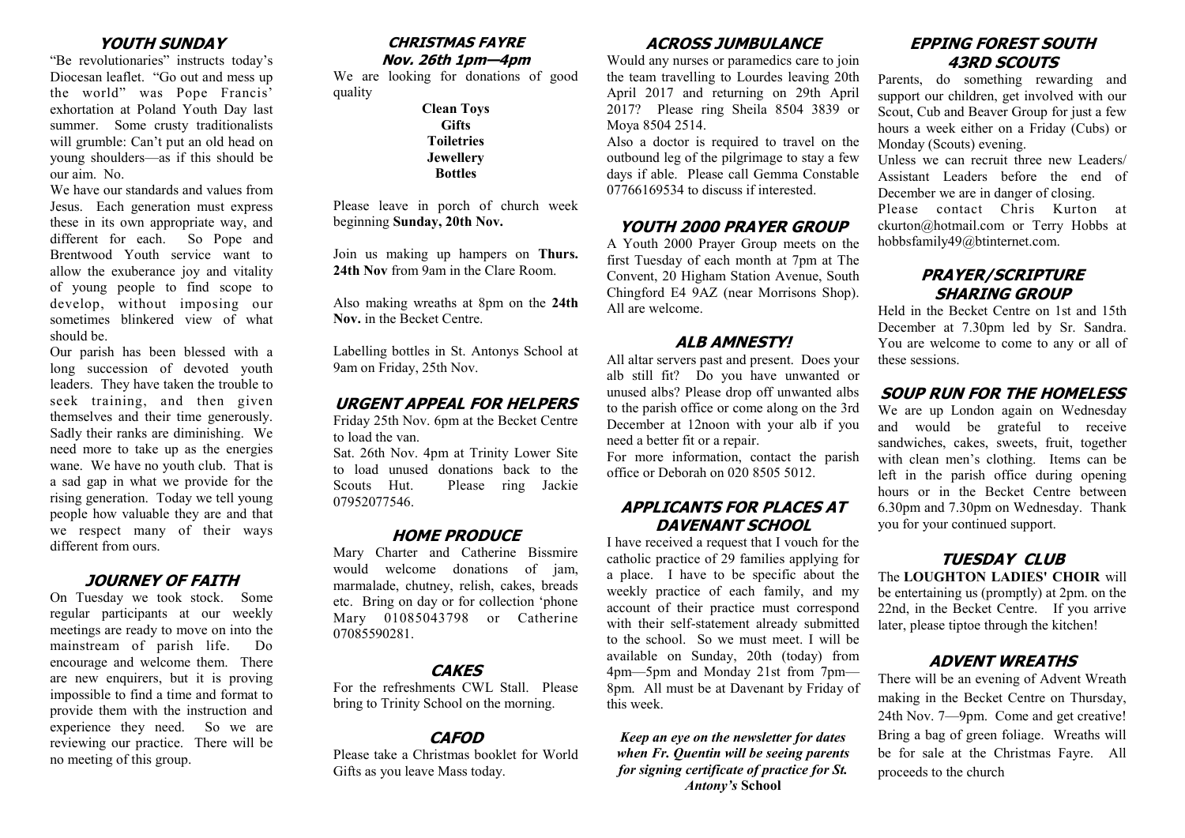## YOUTH SUNDAY

"Be revolutionaries" instructs today's Diocesan leaflet. "Go out and mess up the world" was Pope Francis' exhortation at Poland Youth Day last summer. Some crusty traditionalists will grumble: Can't put an old head on young shoulders—as if this should be our aim. No.

We have our standards and values from Jesus. Each generation must express these in its own appropriate way, and different for each. So Pope and Brentwood Youth service want to allow the exuberance joy and vitality of young people to find scope to develop, without imposing our sometimes blinkered view of what should be.

Our parish has been blessed with a long succession of devoted youth leaders. They have taken the trouble to seek training, and then given themselves and their time generously. Sadly their ranks are diminishing. We need more to take up as the energies wane. We have no youth club. That is a sad gap in what we provide for the rising generation. Today we tell young people how valuable they are and that we respect many of their ways different from ours.

## JOURNEY OF FAITH

On Tuesday we took stock. Some regular participants at our weekly meetings are ready to move on into the mainstream of parish life. Do encourage and welcome them. There are new enquirers, but it is proving impossible to find a time and format to provide them with the instruction and experience they need. So we are reviewing our practice. There will be no meeting of this group.

## CHRISTMAS FAYRE
### Nov. 26th 1pm—4pm

We are looking for donations of good quality

**Clean Toys**
**Gifts**
**Toiletries**
**Jewellery**
**Bottles**

Please leave in porch of church week beginning **Sunday, 20th Nov.**

Join us making up hampers on **Thurs. 24th Nov** from 9am in the Clare Room.

Also making wreaths at 8pm on the **24th Nov.** in the Becket Centre.

Labelling bottles in St. Antonys School at 9am on Friday, 25th Nov.

## URGENT APPEAL FOR HELPERS

Friday 25th Nov. 6pm at the Becket Centre to load the van.

Sat. 26th Nov. 4pm at Trinity Lower Site to load unused donations back to the Scouts Hut. Please ring Jackie 07952077546.

## HOME PRODUCE

Mary Charter and Catherine Bissmire would welcome donations of jam, marmalade, chutney, relish, cakes, breads etc. Bring on day or for collection 'phone Mary 01085043798 or Catherine 07085590281.

## CAKES

For the refreshments CWL Stall. Please bring to Trinity School on the morning.

## CAFOD

Please take a Christmas booklet for World Gifts as you leave Mass today.

## ACROSS JUMBULANCE

Would any nurses or paramedics care to join the team travelling to Lourdes leaving 20th April 2017 and returning on 29th April 2017? Please ring Sheila 8504 3839 or Moya 8504 2514.

Also a doctor is required to travel on the outbound leg of the pilgrimage to stay a few days if able. Please call Gemma Constable 07766169534 to discuss if interested.

## YOUTH 2000 PRAYER GROUP

A Youth 2000 Prayer Group meets on the first Tuesday of each month at 7pm at The Convent, 20 Higham Station Avenue, South Chingford E4 9AZ (near Morrisons Shop). All are welcome.

## ALB AMNESTY!

All altar servers past and present. Does your alb still fit? Do you have unwanted or unused albs? Please drop off unwanted albs to the parish office or come along on the 3rd December at 12noon with your alb if you need a better fit or a repair.

For more information, contact the parish office or Deborah on 020 8505 5012.

## APPLICANTS FOR PLACES AT DAVENANT SCHOOL

I have received a request that I vouch for the catholic practice of 29 families applying for a place. I have to be specific about the weekly practice of each family, and my account of their practice must correspond with their self-statement already submitted to the school. So we must meet. I will be available on Sunday, 20th (today) from 4pm—5pm and Monday 21st from 7pm—8pm. All must be at Davenant by Friday of this week.

***Keep an eye on the newsletter for dates when Fr. Quentin will be seeing parents for signing certificate of practice for St. Antony's School***

## EPPING FOREST SOUTH 43RD SCOUTS

Parents, do something rewarding and support our children, get involved with our Scout, Cub and Beaver Group for just a few hours a week either on a Friday (Cubs) or Monday (Scouts) evening.

Unless we can recruit three new Leaders/ Assistant Leaders before the end of December we are in danger of closing.

Please contact Chris Kurton at ckurton@hotmail.com or Terry Hobbs at hobbsfamily49@btinternet.com.

## PRAYER/SCRIPTURE SHARING GROUP

Held in the Becket Centre on 1st and 15th December at 7.30pm led by Sr. Sandra. You are welcome to come to any or all of these sessions.

## SOUP RUN FOR THE HOMELESS

We are up London again on Wednesday and would be grateful to receive sandwiches, cakes, sweets, fruit, together with clean men's clothing. Items can be left in the parish office during opening hours or in the Becket Centre between 6.30pm and 7.30pm on Wednesday. Thank you for your continued support.

## TUESDAY CLUB

The **LOUGHTON LADIES' CHOIR** will be entertaining us (promptly) at 2pm. on the 22nd, in the Becket Centre. If you arrive later, please tiptoe through the kitchen!

## ADVENT WREATHS

There will be an evening of Advent Wreath making in the Becket Centre on Thursday, 24th Nov. 7—9pm. Come and get creative! Bring a bag of green foliage. Wreaths will be for sale at the Christmas Fayre. All proceeds to the church